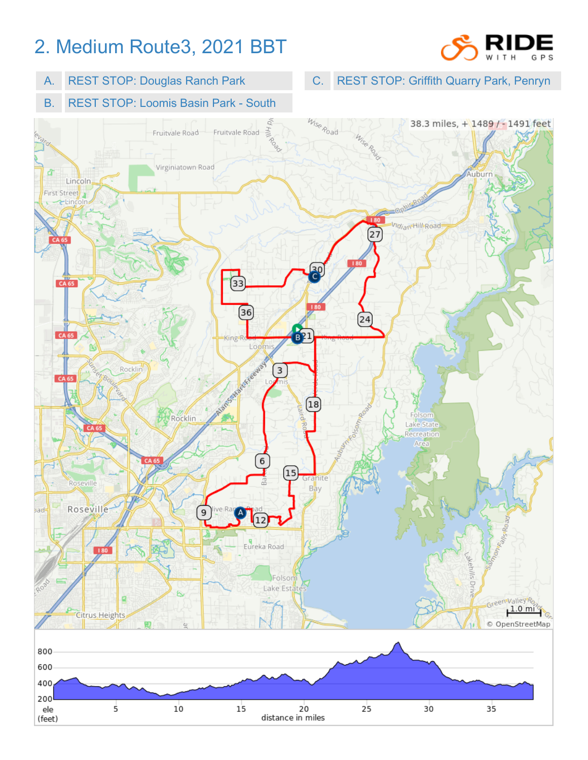# 2. Medium Route3, 2021 BBT

| | | | |
|---|---|---|---|
| A. | REST STOP: Douglas Ranch Park | C. | REST STOP: Griffith Quarry Park, Penryn |
| B. | REST STOP: Loomis Basin Park - South | | |

38.3 miles, + 1489 / - 1491 feet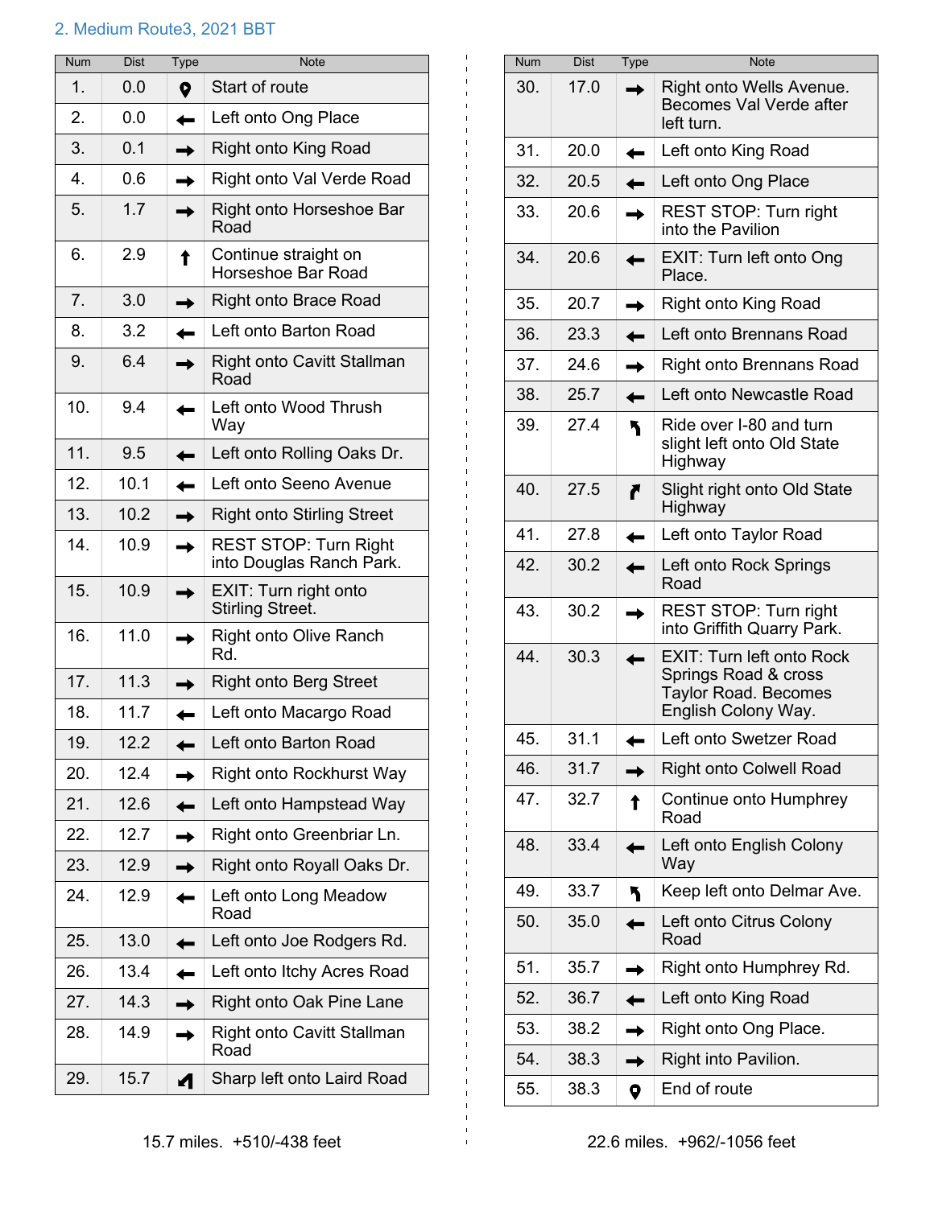## 2. Medium Route3, 2021 BBT

| Num | Dist | Type | Note |
|---|---|---|---|
| 1. | 0.0 | | Start of route |
| 2. | 0.0 | ← | Left onto Ong Place |
| 3. | 0.1 | → | Right onto King Road |
| 4. | 0.6 | → | Right onto Val Verde Road |
| 5. | 1.7 | → | Right onto Horseshoe Bar Road |
| 6. | 2.9 | ↑ | Continue straight on Horseshoe Bar Road |
| 7. | 3.0 | → | Right onto Brace Road |
| 8. | 3.2 | ← | Left onto Barton Road |
| 9. | 6.4 | → | Right onto Cavitt Stallman Road |
| 10. | 9.4 | ← | Left onto Wood Thrush Way |
| 11. | 9.5 | ← | Left onto Rolling Oaks Dr. |
| 12. | 10.1 | ← | Left onto Seeno Avenue |
| 13. | 10.2 | → | Right onto Stirling Street |
| 14. | 10.9 | → | REST STOP: Turn Right into Douglas Ranch Park. |
| 15. | 10.9 | → | EXIT: Turn right onto Stirling Street. |
| 16. | 11.0 | → | Right onto Olive Ranch Rd. |
| 17. | 11.3 | → | Right onto Berg Street |
| 18. | 11.7 | ← | Left onto Macargo Road |
| 19. | 12.2 | ← | Left onto Barton Road |
| 20. | 12.4 | → | Right onto Rockhurst Way |
| 21. | 12.6 | ← | Left onto Hampstead Way |
| 22. | 12.7 | → | Right onto Greenbriar Ln. |
| 23. | 12.9 | → | Right onto Royall Oaks Dr. |
| 24. | 12.9 | ← | Left onto Long Meadow Road |
| 25. | 13.0 | ← | Left onto Joe Rodgers Rd. |
| 26. | 13.4 | ← | Left onto Itchy Acres Road |
| 27. | 14.3 | → | Right onto Oak Pine Lane |
| 28. | 14.9 | → | Right onto Cavitt Stallman Road |
| 29. | 15.7 | | Sharp left onto Laird Road |

15.7 miles. +510/-438 feet

| Num | Dist | Type | Note |
|---|---|---|---|
| 30. | 17.0 | → | Right onto Wells Avenue. Becomes Val Verde after left turn. |
| 31. | 20.0 | ← | Left onto King Road |
| 32. | 20.5 | ← | Left onto Ong Place |
| 33. | 20.6 | → | REST STOP: Turn right into the Pavilion |
| 34. | 20.6 | ← | EXIT: Turn left onto Ong Place. |
| 35. | 20.7 | → | Right onto King Road |
| 36. | 23.3 | ← | Left onto Brennans Road |
| 37. | 24.6 | → | Right onto Brennans Road |
| 38. | 25.7 | ← | Left onto Newcastle Road |
| 39. | 27.4 | | Ride over I-80 and turn slight left onto Old State Highway |
| 40. | 27.5 | | Slight right onto Old State Highway |
| 41. | 27.8 | ← | Left onto Taylor Road |
| 42. | 30.2 | ← | Left onto Rock Springs Road |
| 43. | 30.2 | → | REST STOP: Turn right into Griffith Quarry Park. |
| 44. | 30.3 | ← | EXIT: Turn left onto Rock Springs Road & cross Taylor Road. Becomes English Colony Way. |
| 45. | 31.1 | ← | Left onto Swetzer Road |
| 46. | 31.7 | → | Right onto Colwell Road |
| 47. | 32.7 | ↑ | Continue onto Humphrey Road |
| 48. | 33.4 | ← | Left onto English Colony Way |
| 49. | 33.7 | | Keep left onto Delmar Ave. |
| 50. | 35.0 | ← | Left onto Citrus Colony Road |
| 51. | 35.7 | → | Right onto Humphrey Rd. |
| 52. | 36.7 | ← | Left onto King Road |
| 53. | 38.2 | → | Right onto Ong Place. |
| 54. | 38.3 | → | Right into Pavilion. |
| 55. | 38.3 | | End of route |

22.6 miles. +962/-1056 feet